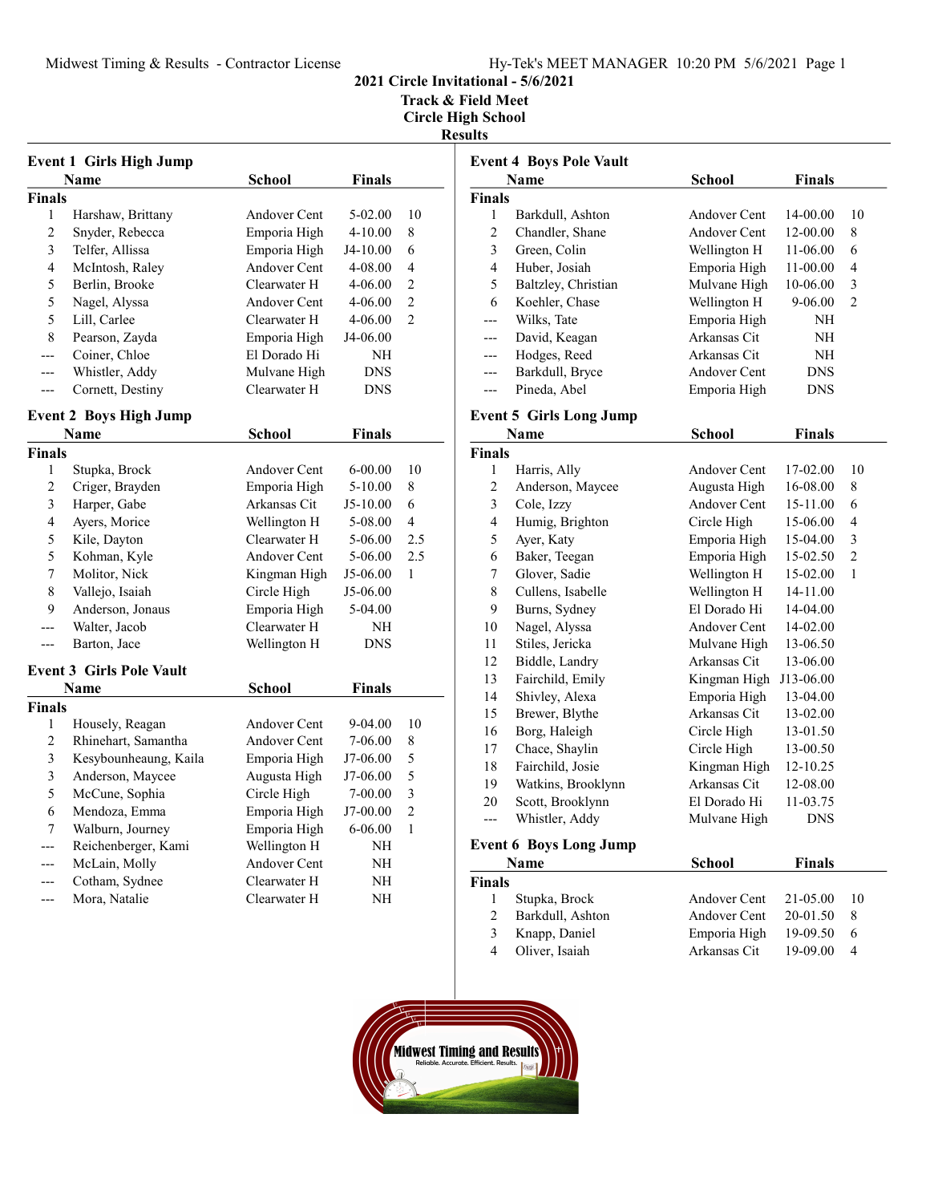# 2021 Circle Invitational - 5/6/2021

## Track & Field Meet

## Circle High School

## Results

### Event 1 Girls High Jump

| | Name | School | Finals | |
|---|---|---|---|---|
| **Finals** | | | | |
| 1 | Harshaw, Brittany | Andover Cent | 5-02.00 | 10 |
| 2 | Snyder, Rebecca | Emporia High | 4-10.00 | 8 |
| 3 | Telfer, Allissa | Emporia High | J4-10.00 | 6 |
| 4 | McIntosh, Raley | Andover Cent | 4-08.00 | 4 |
| 5 | Berlin, Brooke | Clearwater H | 4-06.00 | 2 |
| 5 | Nagel, Alyssa | Andover Cent | 4-06.00 | 2 |
| 5 | Lill, Carlee | Clearwater H | 4-06.00 | 2 |
| 8 | Pearson, Zayda | Emporia High | J4-06.00 | |
| --- | Coiner, Chloe | El Dorado Hi | NH | |
| --- | Whistler, Addy | Mulvane High | DNS | |
| --- | Cornett, Destiny | Clearwater H | DNS | |

### Event 2 Boys High Jump

| | Name | School | Finals | |
|---|---|---|---|---|
| **Finals** | | | | |
| 1 | Stupka, Brock | Andover Cent | 6-00.00 | 10 |
| 2 | Criger, Brayden | Emporia High | 5-10.00 | 8 |
| 3 | Harper, Gabe | Arkansas Cit | J5-10.00 | 6 |
| 4 | Ayers, Morice | Wellington H | 5-08.00 | 4 |
| 5 | Kile, Dayton | Clearwater H | 5-06.00 | 2.5 |
| 5 | Kohman, Kyle | Andover Cent | 5-06.00 | 2.5 |
| 7 | Molitor, Nick | Kingman High | J5-06.00 | 1 |
| 8 | Vallejo, Isaiah | Circle High | J5-06.00 | |
| 9 | Anderson, Jonaus | Emporia High | 5-04.00 | |
| --- | Walter, Jacob | Clearwater H | NH | |
| --- | Barton, Jace | Wellington H | DNS | |

### Event 3 Girls Pole Vault

| | Name | School | Finals | |
|---|---|---|---|---|
| **Finals** | | | | |
| 1 | Housely, Reagan | Andover Cent | 9-04.00 | 10 |
| 2 | Rhinehart, Samantha | Andover Cent | 7-06.00 | 8 |
| 3 | Kesybounheaung, Kaila | Emporia High | J7-06.00 | 5 |
| 3 | Anderson, Maycee | Augusta High | J7-06.00 | 5 |
| 5 | McCune, Sophia | Circle High | 7-00.00 | 3 |
| 6 | Mendoza, Emma | Emporia High | J7-00.00 | 2 |
| 7 | Walburn, Journey | Emporia High | 6-06.00 | 1 |
| --- | Reichenberger, Kami | Wellington H | NH | |
| --- | McLain, Molly | Andover Cent | NH | |
| --- | Cotham, Sydnee | Clearwater H | NH | |
| --- | Mora, Natalie | Clearwater H | NH | |

### Event 4 Boys Pole Vault

| | Name | School | Finals | |
|---|---|---|---|---|
| **Finals** | | | | |
| 1 | Barkdull, Ashton | Andover Cent | 14-00.00 | 10 |
| 2 | Chandler, Shane | Andover Cent | 12-00.00 | 8 |
| 3 | Green, Colin | Wellington H | 11-06.00 | 6 |
| 4 | Huber, Josiah | Emporia High | 11-00.00 | 4 |
| 5 | Baltzley, Christian | Mulvane High | 10-06.00 | 3 |
| 6 | Koehler, Chase | Wellington H | 9-06.00 | 2 |
| --- | Wilks, Tate | Emporia High | NH | |
| --- | David, Keagan | Arkansas Cit | NH | |
| --- | Hodges, Reed | Arkansas Cit | NH | |
| --- | Barkdull, Bryce | Andover Cent | DNS | |
| --- | Pineda, Abel | Emporia High | DNS | |

### Event 5 Girls Long Jump

| | Name | School | Finals | |
|---|---|---|---|---|
| **Finals** | | | | |
| 1 | Harris, Ally | Andover Cent | 17-02.00 | 10 |
| 2 | Anderson, Maycee | Augusta High | 16-08.00 | 8 |
| 3 | Cole, Izzy | Andover Cent | 15-11.00 | 6 |
| 4 | Humig, Brighton | Circle High | 15-06.00 | 4 |
| 5 | Ayer, Katy | Emporia High | 15-04.00 | 3 |
| 6 | Baker, Teegan | Emporia High | 15-02.50 | 2 |
| 7 | Glover, Sadie | Wellington H | 15-02.00 | 1 |
| 8 | Cullens, Isabelle | Wellington H | 14-11.00 | |
| 9 | Burns, Sydney | El Dorado Hi | 14-04.00 | |
| 10 | Nagel, Alyssa | Andover Cent | 14-02.00 | |
| 11 | Stiles, Jericka | Mulvane High | 13-06.50 | |
| 12 | Biddle, Landry | Arkansas Cit | 13-06.00 | |
| 13 | Fairchild, Emily | Kingman High | J13-06.00 | |
| 14 | Shivley, Alexa | Emporia High | 13-04.00 | |
| 15 | Brewer, Blythe | Arkansas Cit | 13-02.00 | |
| 16 | Borg, Haleigh | Circle High | 13-01.50 | |
| 17 | Chace, Shaylin | Circle High | 13-00.50 | |
| 18 | Fairchild, Josie | Kingman High | 12-10.25 | |
| 19 | Watkins, Brooklynn | Arkansas Cit | 12-08.00 | |
| 20 | Scott, Brooklynn | El Dorado Hi | 11-03.75 | |
| --- | Whistler, Addy | Mulvane High | DNS | |

### Event 6 Boys Long Jump

| | Name | School | Finals | |
|---|---|---|---|---|
| **Finals** | | | | |
| 1 | Stupka, Brock | Andover Cent | 21-05.00 | 10 |
| 2 | Barkdull, Ashton | Andover Cent | 20-01.50 | 8 |
| 3 | Knapp, Daniel | Emporia High | 19-09.50 | 6 |
| 4 | Oliver, Isaiah | Arkansas Cit | 19-09.00 | 4 |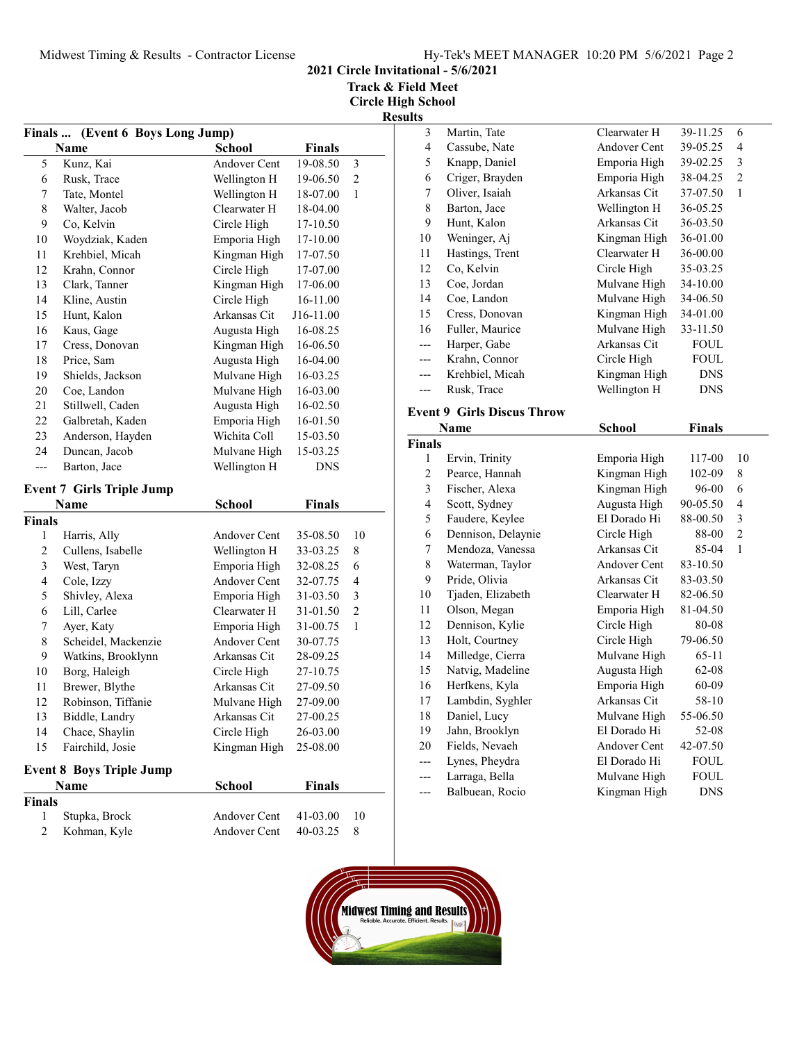# 2021 Circle Invitational - 5/6/2021

## Track & Field Meet

## Circle High School

## Results

### Finals ... (Event 6 Boys Long Jump)

| | Name | School | Finals | |
|---|---|---|---|---|
| 5 | Kunz, Kai | Andover Cent | 19-08.50 | 3 |
| 6 | Rusk, Trace | Wellington H | 19-06.50 | 2 |
| 7 | Tate, Montel | Wellington H | 18-07.00 | 1 |
| 8 | Walter, Jacob | Clearwater H | 18-04.00 | |
| 9 | Co, Kelvin | Circle High | 17-10.50 | |
| 10 | Woydziak, Kaden | Emporia High | 17-10.00 | |
| 11 | Krehbiel, Micah | Kingman High | 17-07.50 | |
| 12 | Krahn, Connor | Circle High | 17-07.00 | |
| 13 | Clark, Tanner | Kingman High | 17-06.00 | |
| 14 | Kline, Austin | Circle High | 16-11.00 | |
| 15 | Hunt, Kalon | Arkansas Cit | J16-11.00 | |
| 16 | Kaus, Gage | Augusta High | 16-08.25 | |
| 17 | Cress, Donovan | Kingman High | 16-06.50 | |
| 18 | Price, Sam | Augusta High | 16-04.00 | |
| 19 | Shields, Jackson | Mulvane High | 16-03.25 | |
| 20 | Coe, Landon | Mulvane High | 16-03.00 | |
| 21 | Stillwell, Caden | Augusta High | 16-02.50 | |
| 22 | Galbretah, Kaden | Emporia High | 16-01.50 | |
| 23 | Anderson, Hayden | Wichita Coll | 15-03.50 | |
| 24 | Duncan, Jacob | Mulvane High | 15-03.25 | |
| --- | Barton, Jace | Wellington H | DNS | |

### Event 7 Girls Triple Jump

**Finals**

| | Name | School | Finals | |
|---|---|---|---|---|
| 1 | Harris, Ally | Andover Cent | 35-08.50 | 10 |
| 2 | Cullens, Isabelle | Wellington H | 33-03.25 | 8 |
| 3 | West, Taryn | Emporia High | 32-08.25 | 6 |
| 4 | Cole, Izzy | Andover Cent | 32-07.75 | 4 |
| 5 | Shivley, Alexa | Emporia High | 31-03.50 | 3 |
| 6 | Lill, Carlee | Clearwater H | 31-01.50 | 2 |
| 7 | Ayer, Katy | Emporia High | 31-00.75 | 1 |
| 8 | Scheidel, Mackenzie | Andover Cent | 30-07.75 | |
| 9 | Watkins, Brooklynn | Arkansas Cit | 28-09.25 | |
| 10 | Borg, Haleigh | Circle High | 27-10.75 | |
| 11 | Brewer, Blythe | Arkansas Cit | 27-09.50 | |
| 12 | Robinson, Tiffanie | Mulvane High | 27-09.00 | |
| 13 | Biddle, Landry | Arkansas Cit | 27-00.25 | |
| 14 | Chace, Shaylin | Circle High | 26-03.00 | |
| 15 | Fairchild, Josie | Kingman High | 25-08.00 | |

### Event 8 Boys Triple Jump

**Finals**

| | Name | School | Finals | |
|---|---|---|---|---|
| 1 | Stupka, Brock | Andover Cent | 41-03.00 | 10 |
| 2 | Kohman, Kyle | Andover Cent | 40-03.25 | 8 |
| 3 | Martin, Tate | Clearwater H | 39-11.25 | 6 |
| 4 | Cassube, Nate | Andover Cent | 39-05.25 | 4 |
| 5 | Knapp, Daniel | Emporia High | 39-02.25 | 3 |
| 6 | Criger, Brayden | Emporia High | 38-04.25 | 2 |
| 7 | Oliver, Isaiah | Arkansas Cit | 37-07.50 | 1 |
| 8 | Barton, Jace | Wellington H | 36-05.25 | |
| 9 | Hunt, Kalon | Arkansas Cit | 36-03.50 | |
| 10 | Weninger, Aj | Kingman High | 36-01.00 | |
| 11 | Hastings, Trent | Clearwater H | 36-00.00 | |
| 12 | Co, Kelvin | Circle High | 35-03.25 | |
| 13 | Coe, Jordan | Mulvane High | 34-10.00 | |
| 14 | Coe, Landon | Mulvane High | 34-06.50 | |
| 15 | Cress, Donovan | Kingman High | 34-01.00 | |
| 16 | Fuller, Maurice | Mulvane High | 33-11.50 | |
| --- | Harper, Gabe | Arkansas Cit | FOUL | |
| --- | Krahn, Connor | Circle High | FOUL | |
| --- | Krehbiel, Micah | Kingman High | DNS | |
| --- | Rusk, Trace | Wellington H | DNS | |

### Event 9 Girls Discus Throw

**Finals**

| | Name | School | Finals | |
|---|---|---|---|---|
| 1 | Ervin, Trinity | Emporia High | 117-00 | 10 |
| 2 | Pearce, Hannah | Kingman High | 102-09 | 8 |
| 3 | Fischer, Alexa | Kingman High | 96-00 | 6 |
| 4 | Scott, Sydney | Augusta High | 90-05.50 | 4 |
| 5 | Faudere, Keylee | El Dorado Hi | 88-00.50 | 3 |
| 6 | Dennison, Delaynie | Circle High | 88-00 | 2 |
| 7 | Mendoza, Vanessa | Arkansas Cit | 85-04 | 1 |
| 8 | Waterman, Taylor | Andover Cent | 83-10.50 | |
| 9 | Pride, Olivia | Arkansas Cit | 83-03.50 | |
| 10 | Tjaden, Elizabeth | Clearwater H | 82-06.50 | |
| 11 | Olson, Megan | Emporia High | 81-04.50 | |
| 12 | Dennison, Kylie | Circle High | 80-08 | |
| 13 | Holt, Courtney | Circle High | 79-06.50 | |
| 14 | Milledge, Cierra | Mulvane High | 65-11 | |
| 15 | Natvig, Madeline | Augusta High | 62-08 | |
| 16 | Herfkens, Kyla | Emporia High | 60-09 | |
| 17 | Lambdin, Syghler | Arkansas Cit | 58-10 | |
| 18 | Daniel, Lucy | Mulvane High | 55-06.50 | |
| 19 | Jahn, Brooklyn | El Dorado Hi | 52-08 | |
| 20 | Fields, Nevaeh | Andover Cent | 42-07.50 | |
| --- | Lynes, Pheydra | El Dorado Hi | FOUL | |
| --- | Larraga, Bella | Mulvane High | FOUL | |
| --- | Balbuean, Rocio | Kingman High | DNS | |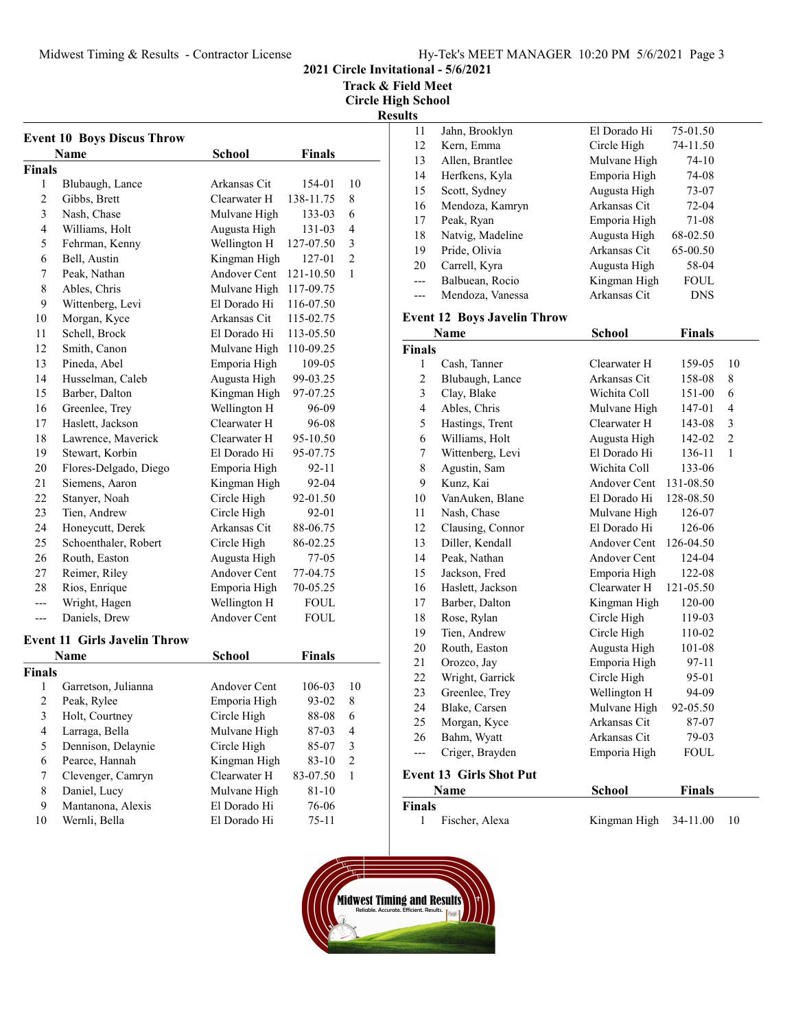# 2021 Circle Invitational - 5/6/2021

## Track & Field Meet

## Circle High School

## Results

### Event 10 Boys Discus Throw

| | Name | School | Finals | |
|---|---|---|---|---|
| **Finals** | | | | |
| 1 | Blubaugh, Lance | Arkansas Cit | 154-01 | 10 |
| 2 | Gibbs, Brett | Clearwater H | 138-11.75 | 8 |
| 3 | Nash, Chase | Mulvane High | 133-03 | 6 |
| 4 | Williams, Holt | Augusta High | 131-03 | 4 |
| 5 | Fehrman, Kenny | Wellington H | 127-07.50 | 3 |
| 6 | Bell, Austin | Kingman High | 127-01 | 2 |
| 7 | Peak, Nathan | Andover Cent | 121-10.50 | 1 |
| 8 | Ables, Chris | Mulvane High | 117-09.75 | |
| 9 | Wittenberg, Levi | El Dorado Hi | 116-07.50 | |
| 10 | Morgan, Kyce | Arkansas Cit | 115-02.75 | |
| 11 | Schell, Brock | El Dorado Hi | 113-05.50 | |
| 12 | Smith, Canon | Mulvane High | 110-09.25 | |
| 13 | Pineda, Abel | Emporia High | 109-05 | |
| 14 | Husselman, Caleb | Augusta High | 99-03.25 | |
| 15 | Barber, Dalton | Kingman High | 97-07.25 | |
| 16 | Greenlee, Trey | Wellington H | 96-09 | |
| 17 | Haslett, Jackson | Clearwater H | 96-08 | |
| 18 | Lawrence, Maverick | Clearwater H | 95-10.50 | |
| 19 | Stewart, Korbin | El Dorado Hi | 95-07.75 | |
| 20 | Flores-Delgado, Diego | Emporia High | 92-11 | |
| 21 | Siemens, Aaron | Kingman High | 92-04 | |
| 22 | Stanyer, Noah | Circle High | 92-01.50 | |
| 23 | Tien, Andrew | Circle High | 92-01 | |
| 24 | Honeycutt, Derek | Arkansas Cit | 88-06.75 | |
| 25 | Schoenthaler, Robert | Circle High | 86-02.25 | |
| 26 | Routh, Easton | Augusta High | 77-05 | |
| 27 | Reimer, Riley | Andover Cent | 77-04.75 | |
| 28 | Rios, Enrique | Emporia High | 70-05.25 | |
| --- | Wright, Hagen | Wellington H | FOUL | |
| --- | Daniels, Drew | Andover Cent | FOUL | |

### Event 11 Girls Javelin Throw

| | Name | School | Finals | |
|---|---|---|---|---|
| **Finals** | | | | |
| 1 | Garretson, Julianna | Andover Cent | 106-03 | 10 |
| 2 | Peak, Rylee | Emporia High | 93-02 | 8 |
| 3 | Holt, Courtney | Circle High | 88-08 | 6 |
| 4 | Larraga, Bella | Mulvane High | 87-03 | 4 |
| 5 | Dennison, Delaynie | Circle High | 85-07 | 3 |
| 6 | Pearce, Hannah | Kingman High | 83-10 | 2 |
| 7 | Clevenger, Camryn | Clearwater H | 83-07.50 | 1 |
| 8 | Daniel, Lucy | Mulvane High | 81-10 | |
| 9 | Mantanona, Alexis | El Dorado Hi | 76-06 | |
| 10 | Wernli, Bella | El Dorado Hi | 75-11 | |
| 11 | Jahn, Brooklyn | El Dorado Hi | 75-01.50 | |
| 12 | Kern, Emma | Circle High | 74-11.50 | |
| 13 | Allen, Brantlee | Mulvane High | 74-10 | |
| 14 | Herfkens, Kyla | Emporia High | 74-08 | |
| 15 | Scott, Sydney | Augusta High | 73-07 | |
| 16 | Mendoza, Kamryn | Arkansas Cit | 72-04 | |
| 17 | Peak, Ryan | Emporia High | 71-08 | |
| 18 | Natvig, Madeline | Augusta High | 68-02.50 | |
| 19 | Pride, Olivia | Arkansas Cit | 65-00.50 | |
| 20 | Carrell, Kyra | Augusta High | 58-04 | |
| --- | Balbuean, Rocio | Kingman High | FOUL | |
| --- | Mendoza, Vanessa | Arkansas Cit | DNS | |

### Event 12 Boys Javelin Throw

| | Name | School | Finals | |
|---|---|---|---|---|
| **Finals** | | | | |
| 1 | Cash, Tanner | Clearwater H | 159-05 | 10 |
| 2 | Blubaugh, Lance | Arkansas Cit | 158-08 | 8 |
| 3 | Clay, Blake | Wichita Coll | 151-00 | 6 |
| 4 | Ables, Chris | Mulvane High | 147-01 | 4 |
| 5 | Hastings, Trent | Clearwater H | 143-08 | 3 |
| 6 | Williams, Holt | Augusta High | 142-02 | 2 |
| 7 | Wittenberg, Levi | El Dorado Hi | 136-11 | 1 |
| 8 | Agustin, Sam | Wichita Coll | 133-06 | |
| 9 | Kunz, Kai | Andover Cent | 131-08.50 | |
| 10 | VanAuken, Blane | El Dorado Hi | 128-08.50 | |
| 11 | Nash, Chase | Mulvane High | 126-07 | |
| 12 | Clausing, Connor | El Dorado Hi | 126-06 | |
| 13 | Diller, Kendall | Andover Cent | 126-04.50 | |
| 14 | Peak, Nathan | Andover Cent | 124-04 | |
| 15 | Jackson, Fred | Emporia High | 122-08 | |
| 16 | Haslett, Jackson | Clearwater H | 121-05.50 | |
| 17 | Barber, Dalton | Kingman High | 120-00 | |
| 18 | Rose, Rylan | Circle High | 119-03 | |
| 19 | Tien, Andrew | Circle High | 110-02 | |
| 20 | Routh, Easton | Augusta High | 101-08 | |
| 21 | Orozco, Jay | Emporia High | 97-11 | |
| 22 | Wright, Garrick | Circle High | 95-01 | |
| 23 | Greenlee, Trey | Wellington H | 94-09 | |
| 24 | Blake, Carsen | Mulvane High | 92-05.50 | |
| 25 | Morgan, Kyce | Arkansas Cit | 87-07 | |
| 26 | Bahm, Wyatt | Arkansas Cit | 79-03 | |
| --- | Criger, Brayden | Emporia High | FOUL | |

### Event 13 Girls Shot Put

| | Name | School | Finals | |
|---|---|---|---|---|
| **Finals** | | | | |
| 1 | Fischer, Alexa | Kingman High | 34-11.00 | 10 |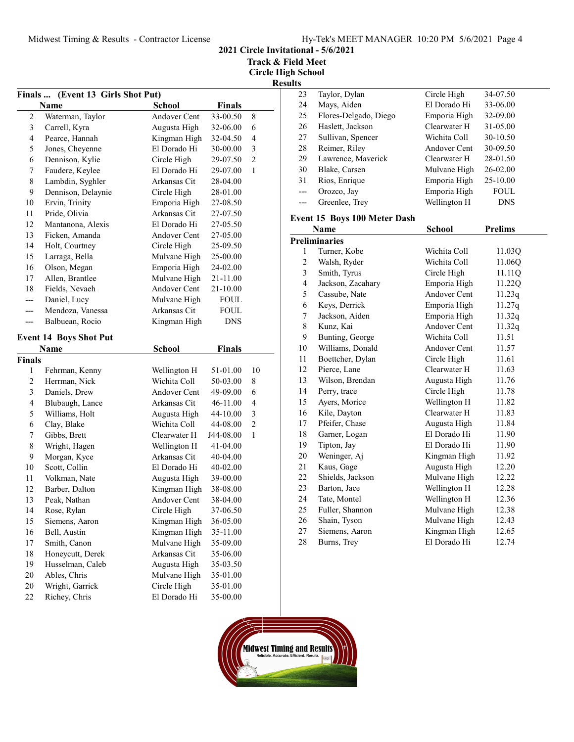**2021 Circle Invitational - 5/6/2021**

**Track & Field Meet**

**Circle High School**

**Results**

### Finals ... (Event 13 Girls Shot Put)

| | Name | School | Finals | |
|---|---|---|---|---|
| 2 | Waterman, Taylor | Andover Cent | 33-00.50 | 8 |
| 3 | Carrell, Kyra | Augusta High | 32-06.00 | 6 |
| 4 | Pearce, Hannah | Kingman High | 32-04.50 | 4 |
| 5 | Jones, Cheyenne | El Dorado Hi | 30-00.00 | 3 |
| 6 | Dennison, Kylie | Circle High | 29-07.50 | 2 |
| 7 | Faudere, Keylee | El Dorado Hi | 29-07.00 | 1 |
| 8 | Lambdin, Syghler | Arkansas Cit | 28-04.00 | |
| 9 | Dennison, Delaynie | Circle High | 28-01.00 | |
| 10 | Ervin, Trinity | Emporia High | 27-08.50 | |
| 11 | Pride, Olivia | Arkansas Cit | 27-07.50 | |
| 12 | Mantanona, Alexis | El Dorado Hi | 27-05.50 | |
| 13 | Ficken, Amanda | Andover Cent | 27-05.00 | |
| 14 | Holt, Courtney | Circle High | 25-09.50 | |
| 15 | Larraga, Bella | Mulvane High | 25-00.00 | |
| 16 | Olson, Megan | Emporia High | 24-02.00 | |
| 17 | Allen, Brantlee | Mulvane High | 21-11.00 | |
| 18 | Fields, Nevaeh | Andover Cent | 21-10.00 | |
| --- | Daniel, Lucy | Mulvane High | FOUL | |
| --- | Mendoza, Vanessa | Arkansas Cit | FOUL | |
| --- | Balbuean, Rocio | Kingman High | DNS | |

### Event 14 Boys Shot Put

| | Name | School | Finals | |
|---|---|---|---|---|
| **Finals** | | | | |
| 1 | Fehrman, Kenny | Wellington H | 51-01.00 | 10 |
| 2 | Herrman, Nick | Wichita Coll | 50-03.00 | 8 |
| 3 | Daniels, Drew | Andover Cent | 49-09.00 | 6 |
| 4 | Blubaugh, Lance | Arkansas Cit | 46-11.00 | 4 |
| 5 | Williams, Holt | Augusta High | 44-10.00 | 3 |
| 6 | Clay, Blake | Wichita Coll | 44-08.00 | 2 |
| 7 | Gibbs, Brett | Clearwater H | J44-08.00 | 1 |
| 8 | Wright, Hagen | Wellington H | 41-04.00 | |
| 9 | Morgan, Kyce | Arkansas Cit | 40-04.00 | |
| 10 | Scott, Collin | El Dorado Hi | 40-02.00 | |
| 11 | Volkman, Nate | Augusta High | 39-00.00 | |
| 12 | Barber, Dalton | Kingman High | 38-08.00 | |
| 13 | Peak, Nathan | Andover Cent | 38-04.00 | |
| 14 | Rose, Rylan | Circle High | 37-06.50 | |
| 15 | Siemens, Aaron | Kingman High | 36-05.00 | |
| 16 | Bell, Austin | Kingman High | 35-11.00 | |
| 17 | Smith, Canon | Mulvane High | 35-09.00 | |
| 18 | Honeycutt, Derek | Arkansas Cit | 35-06.00 | |
| 19 | Husselman, Caleb | Augusta High | 35-03.50 | |
| 20 | Ables, Chris | Mulvane High | 35-01.00 | |
| 20 | Wright, Garrick | Circle High | 35-01.00 | |
| 22 | Richey, Chris | El Dorado Hi | 35-00.00 | |
| 23 | Taylor, Dylan | Circle High | 34-07.50 | |
| 24 | Mays, Aiden | El Dorado Hi | 33-06.00 | |
| 25 | Flores-Delgado, Diego | Emporia High | 32-09.00 | |
| 26 | Haslett, Jackson | Clearwater H | 31-05.00 | |
| 27 | Sullivan, Spencer | Wichita Coll | 30-10.50 | |
| 28 | Reimer, Riley | Andover Cent | 30-09.50 | |
| 29 | Lawrence, Maverick | Clearwater H | 28-01.50 | |
| 30 | Blake, Carsen | Mulvane High | 26-02.00 | |
| 31 | Rios, Enrique | Emporia High | 25-10.00 | |
| --- | Orozco, Jay | Emporia High | FOUL | |
| --- | Greenlee, Trey | Wellington H | DNS | |

### Event 15 Boys 100 Meter Dash

| | Name | School | Prelims |
|---|---|---|---|
| **Preliminaries** | | | |
| 1 | Turner, Kobe | Wichita Coll | 11.03Q |
| 2 | Walsh, Ryder | Wichita Coll | 11.06Q |
| 3 | Smith, Tyrus | Circle High | 11.11Q |
| 4 | Jackson, Zacahary | Emporia High | 11.22Q |
| 5 | Cassube, Nate | Andover Cent | 11.23q |
| 6 | Keys, Derrick | Emporia High | 11.27q |
| 7 | Jackson, Aiden | Emporia High | 11.32q |
| 8 | Kunz, Kai | Andover Cent | 11.32q |
| 9 | Bunting, George | Wichita Coll | 11.51 |
| 10 | Williams, Donald | Andover Cent | 11.57 |
| 11 | Boettcher, Dylan | Circle High | 11.61 |
| 12 | Pierce, Lane | Clearwater H | 11.63 |
| 13 | Wilson, Brendan | Augusta High | 11.76 |
| 14 | Perry, trace | Circle High | 11.78 |
| 15 | Ayers, Morice | Wellington H | 11.82 |
| 16 | Kile, Dayton | Clearwater H | 11.83 |
| 17 | Pfeifer, Chase | Augusta High | 11.84 |
| 18 | Garner, Logan | El Dorado Hi | 11.90 |
| 19 | Tipton, Jay | El Dorado Hi | 11.90 |
| 20 | Weninger, Aj | Kingman High | 11.92 |
| 21 | Kaus, Gage | Augusta High | 12.20 |
| 22 | Shields, Jackson | Mulvane High | 12.22 |
| 23 | Barton, Jace | Wellington H | 12.28 |
| 24 | Tate, Montel | Wellington H | 12.36 |
| 25 | Fuller, Shannon | Mulvane High | 12.38 |
| 26 | Shain, Tyson | Mulvane High | 12.43 |
| 27 | Siemens, Aaron | Kingman High | 12.65 |
| 28 | Burns, Trey | El Dorado Hi | 12.74 |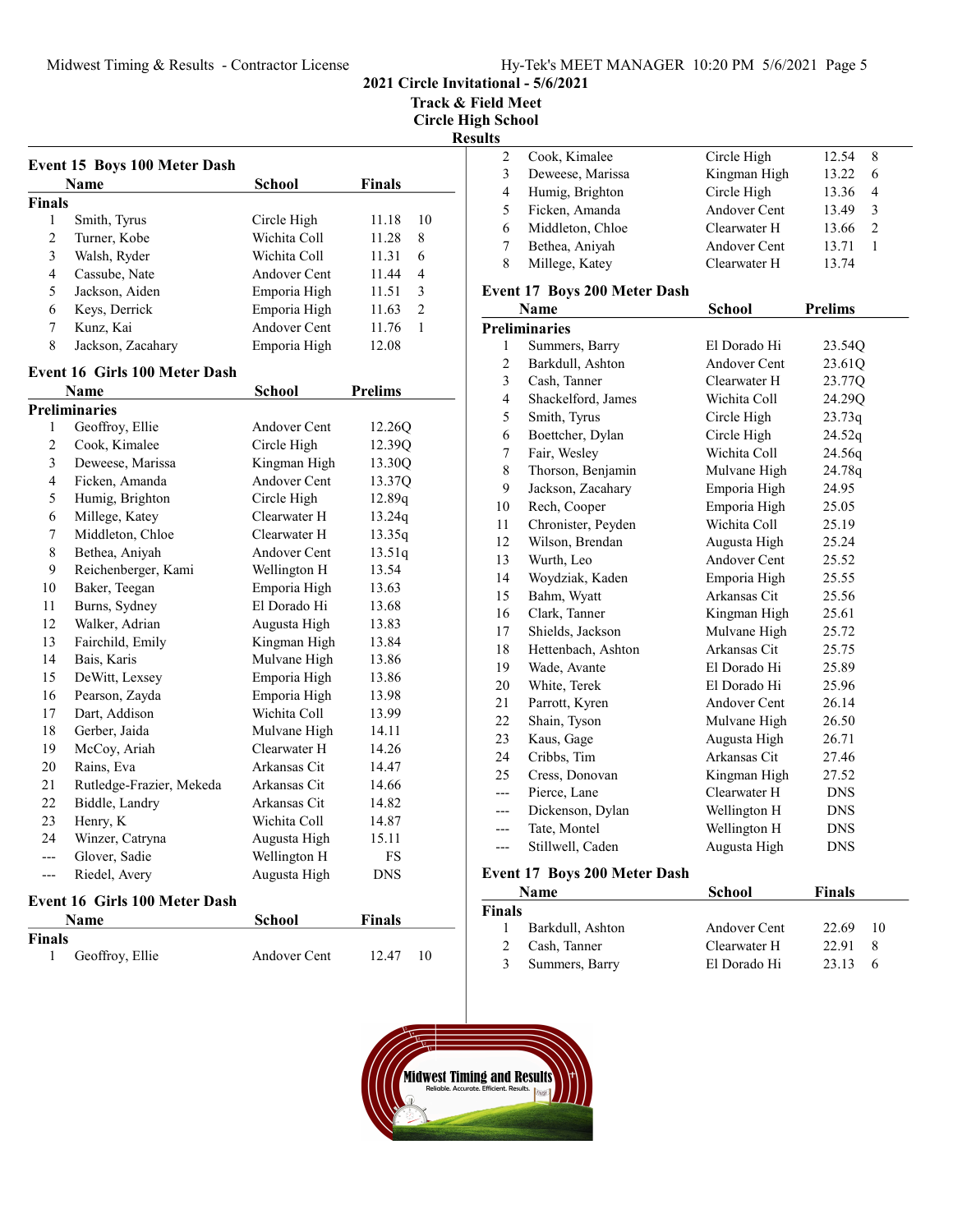# 2021 Circle Invitational - 5/6/2021

## Track & Field Meet

## Circle High School

## Results

### Event 15 Boys 100 Meter Dash

| | Name | School | Finals | |
|---|---|---|---|---|
| **Finals** | | | | |
| 1 | Smith, Tyrus | Circle High | 11.18 | 10 |
| 2 | Turner, Kobe | Wichita Coll | 11.28 | 8 |
| 3 | Walsh, Ryder | Wichita Coll | 11.31 | 6 |
| 4 | Cassube, Nate | Andover Cent | 11.44 | 4 |
| 5 | Jackson, Aiden | Emporia High | 11.51 | 3 |
| 6 | Keys, Derrick | Emporia High | 11.63 | 2 |
| 7 | Kunz, Kai | Andover Cent | 11.76 | 1 |
| 8 | Jackson, Zacahary | Emporia High | 12.08 | |

### Event 16 Girls 100 Meter Dash

| | Name | School | Prelims |
|---|---|---|---|
| **Preliminaries** | | | |
| 1 | Geoffroy, Ellie | Andover Cent | 12.26Q |
| 2 | Cook, Kimalee | Circle High | 12.39Q |
| 3 | Deweese, Marissa | Kingman High | 13.30Q |
| 4 | Ficken, Amanda | Andover Cent | 13.37Q |
| 5 | Humig, Brighton | Circle High | 12.89q |
| 6 | Millege, Katey | Clearwater H | 13.24q |
| 7 | Middleton, Chloe | Clearwater H | 13.35q |
| 8 | Bethea, Aniyah | Andover Cent | 13.51q |
| 9 | Reichenberger, Kami | Wellington H | 13.54 |
| 10 | Baker, Teegan | Emporia High | 13.63 |
| 11 | Burns, Sydney | El Dorado Hi | 13.68 |
| 12 | Walker, Adrian | Augusta High | 13.83 |
| 13 | Fairchild, Emily | Kingman High | 13.84 |
| 14 | Bais, Karis | Mulvane High | 13.86 |
| 15 | DeWitt, Lexsey | Emporia High | 13.86 |
| 16 | Pearson, Zayda | Emporia High | 13.98 |
| 17 | Dart, Addison | Wichita Coll | 13.99 |
| 18 | Gerber, Jaida | Mulvane High | 14.11 |
| 19 | McCoy, Ariah | Clearwater H | 14.26 |
| 20 | Rains, Eva | Arkansas Cit | 14.47 |
| 21 | Rutledge-Frazier, Mekeda | Arkansas Cit | 14.66 |
| 22 | Biddle, Landry | Arkansas Cit | 14.82 |
| 23 | Henry, K | Wichita Coll | 14.87 |
| 24 | Winzer, Catryna | Augusta High | 15.11 |
| --- | Glover, Sadie | Wellington H | FS |
| --- | Riedel, Avery | Augusta High | DNS |

### Event 16 Girls 100 Meter Dash

| | Name | School | Finals | |
|---|---|---|---|---|
| **Finals** | | | | |
| 1 | Geoffroy, Ellie | Andover Cent | 12.47 | 10 |
| 2 | Cook, Kimalee | Circle High | 12.54 | 8 |
| 3 | Deweese, Marissa | Kingman High | 13.22 | 6 |
| 4 | Humig, Brighton | Circle High | 13.36 | 4 |
| 5 | Ficken, Amanda | Andover Cent | 13.49 | 3 |
| 6 | Middleton, Chloe | Clearwater H | 13.66 | 2 |
| 7 | Bethea, Aniyah | Andover Cent | 13.71 | 1 |
| 8 | Millege, Katey | Clearwater H | 13.74 | |

### Event 17 Boys 200 Meter Dash

| | Name | School | Prelims |
|---|---|---|---|
| **Preliminaries** | | | |
| 1 | Summers, Barry | El Dorado Hi | 23.54Q |
| 2 | Barkdull, Ashton | Andover Cent | 23.61Q |
| 3 | Cash, Tanner | Clearwater H | 23.77Q |
| 4 | Shackelford, James | Wichita Coll | 24.29Q |
| 5 | Smith, Tyrus | Circle High | 23.73q |
| 6 | Boettcher, Dylan | Circle High | 24.52q |
| 7 | Fair, Wesley | Wichita Coll | 24.56q |
| 8 | Thorson, Benjamin | Mulvane High | 24.78q |
| 9 | Jackson, Zacahary | Emporia High | 24.95 |
| 10 | Rech, Cooper | Emporia High | 25.05 |
| 11 | Chronister, Peyden | Wichita Coll | 25.19 |
| 12 | Wilson, Brendan | Augusta High | 25.24 |
| 13 | Wurth, Leo | Andover Cent | 25.52 |
| 14 | Woydziak, Kaden | Emporia High | 25.55 |
| 15 | Bahm, Wyatt | Arkansas Cit | 25.56 |
| 16 | Clark, Tanner | Kingman High | 25.61 |
| 17 | Shields, Jackson | Mulvane High | 25.72 |
| 18 | Hettenbach, Ashton | Arkansas Cit | 25.75 |
| 19 | Wade, Avante | El Dorado Hi | 25.89 |
| 20 | White, Terek | El Dorado Hi | 25.96 |
| 21 | Parrott, Kyren | Andover Cent | 26.14 |
| 22 | Shain, Tyson | Mulvane High | 26.50 |
| 23 | Kaus, Gage | Augusta High | 26.71 |
| 24 | Cribbs, Tim | Arkansas Cit | 27.46 |
| 25 | Cress, Donovan | Kingman High | 27.52 |
| --- | Pierce, Lane | Clearwater H | DNS |
| --- | Dickenson, Dylan | Wellington H | DNS |
| --- | Tate, Montel | Wellington H | DNS |
| --- | Stillwell, Caden | Augusta High | DNS |

### Event 17 Boys 200 Meter Dash

| | Name | School | Finals | |
|---|---|---|---|---|
| **Finals** | | | | |
| 1 | Barkdull, Ashton | Andover Cent | 22.69 | 10 |
| 2 | Cash, Tanner | Clearwater H | 22.91 | 8 |
| 3 | Summers, Barry | El Dorado Hi | 23.13 | 6 |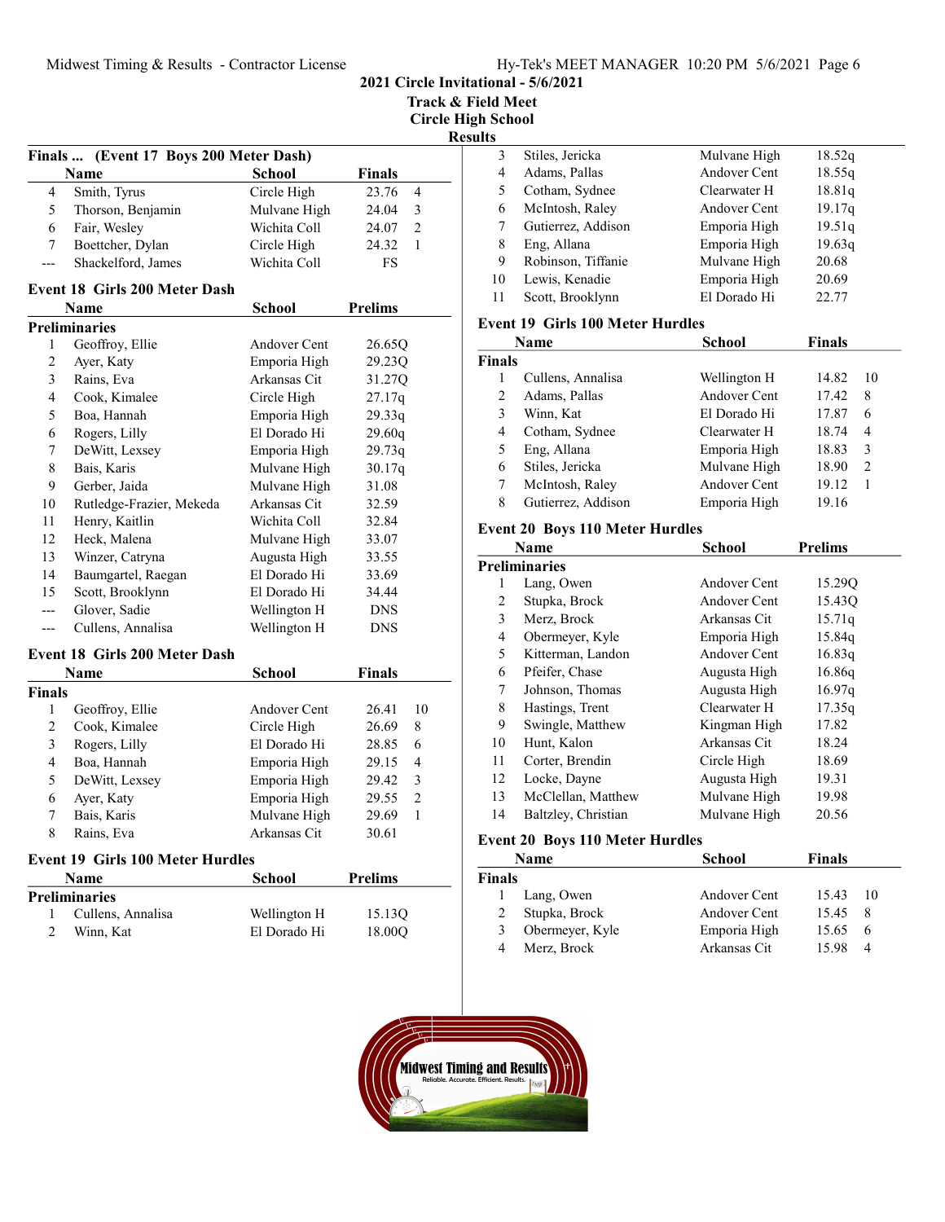## 2021 Circle Invitational - 5/6/2021
### Track & Field Meet
### Circle High School
### Results

**Finals ... (Event 17 Boys 200 Meter Dash)**

| | Name | School | Finals | |
|---|---|---|---|---|
| 4 | Smith, Tyrus | Circle High | 23.76 | 4 |
| 5 | Thorson, Benjamin | Mulvane High | 24.04 | 3 |
| 6 | Fair, Wesley | Wichita Coll | 24.07 | 2 |
| 7 | Boettcher, Dylan | Circle High | 24.32 | 1 |
| --- | Shackelford, James | Wichita Coll | FS | |

**Event 18 Girls 200 Meter Dash**

| | Name | School | Prelims |
|---|---|---|---|
| **Preliminaries** | | | |
| 1 | Geoffroy, Ellie | Andover Cent | 26.65Q |
| 2 | Ayer, Katy | Emporia High | 29.23Q |
| 3 | Rains, Eva | Arkansas Cit | 31.27Q |
| 4 | Cook, Kimalee | Circle High | 27.17q |
| 5 | Boa, Hannah | Emporia High | 29.33q |
| 6 | Rogers, Lilly | El Dorado Hi | 29.60q |
| 7 | DeWitt, Lexsey | Emporia High | 29.73q |
| 8 | Bais, Karis | Mulvane High | 30.17q |
| 9 | Gerber, Jaida | Mulvane High | 31.08 |
| 10 | Rutledge-Frazier, Mekeda | Arkansas Cit | 32.59 |
| 11 | Henry, Kaitlin | Wichita Coll | 32.84 |
| 12 | Heck, Malena | Mulvane High | 33.07 |
| 13 | Winzer, Catryna | Augusta High | 33.55 |
| 14 | Baumgartel, Raegan | El Dorado Hi | 33.69 |
| 15 | Scott, Brooklynn | El Dorado Hi | 34.44 |
| --- | Glover, Sadie | Wellington H | DNS |
| --- | Cullens, Annalisa | Wellington H | DNS |

**Event 18 Girls 200 Meter Dash**

| | Name | School | Finals | |
|---|---|---|---|---|
| **Finals** | | | | |
| 1 | Geoffroy, Ellie | Andover Cent | 26.41 | 10 |
| 2 | Cook, Kimalee | Circle High | 26.69 | 8 |
| 3 | Rogers, Lilly | El Dorado Hi | 28.85 | 6 |
| 4 | Boa, Hannah | Emporia High | 29.15 | 4 |
| 5 | DeWitt, Lexsey | Emporia High | 29.42 | 3 |
| 6 | Ayer, Katy | Emporia High | 29.55 | 2 |
| 7 | Bais, Karis | Mulvane High | 29.69 | 1 |
| 8 | Rains, Eva | Arkansas Cit | 30.61 | |

**Event 19 Girls 100 Meter Hurdles**

| | Name | School | Prelims |
|---|---|---|---|
| **Preliminaries** | | | |
| 1 | Cullens, Annalisa | Wellington H | 15.13Q |
| 2 | Winn, Kat | El Dorado Hi | 18.00Q |
| 3 | Stiles, Jericka | Mulvane High | 18.52q |
| 4 | Adams, Pallas | Andover Cent | 18.55q |
| 5 | Cotham, Sydnee | Clearwater H | 18.81q |
| 6 | McIntosh, Raley | Andover Cent | 19.17q |
| 7 | Gutierrez, Addison | Emporia High | 19.51q |
| 8 | Eng, Allana | Emporia High | 19.63q |
| 9 | Robinson, Tiffanie | Mulvane High | 20.68 |
| 10 | Lewis, Kenadie | Emporia High | 20.69 |
| 11 | Scott, Brooklynn | El Dorado Hi | 22.77 |

**Event 19 Girls 100 Meter Hurdles**

| | Name | School | Finals | |
|---|---|---|---|---|
| **Finals** | | | | |
| 1 | Cullens, Annalisa | Wellington H | 14.82 | 10 |
| 2 | Adams, Pallas | Andover Cent | 17.42 | 8 |
| 3 | Winn, Kat | El Dorado Hi | 17.87 | 6 |
| 4 | Cotham, Sydnee | Clearwater H | 18.74 | 4 |
| 5 | Eng, Allana | Emporia High | 18.83 | 3 |
| 6 | Stiles, Jericka | Mulvane High | 18.90 | 2 |
| 7 | McIntosh, Raley | Andover Cent | 19.12 | 1 |
| 8 | Gutierrez, Addison | Emporia High | 19.16 | |

**Event 20 Boys 110 Meter Hurdles**

| | Name | School | Prelims |
|---|---|---|---|
| **Preliminaries** | | | |
| 1 | Lang, Owen | Andover Cent | 15.29Q |
| 2 | Stupka, Brock | Andover Cent | 15.43Q |
| 3 | Merz, Brock | Arkansas Cit | 15.71q |
| 4 | Obermeyer, Kyle | Emporia High | 15.84q |
| 5 | Kitterman, Landon | Andover Cent | 16.83q |
| 6 | Pfeifer, Chase | Augusta High | 16.86q |
| 7 | Johnson, Thomas | Augusta High | 16.97q |
| 8 | Hastings, Trent | Clearwater H | 17.35q |
| 9 | Swingle, Matthew | Kingman High | 17.82 |
| 10 | Hunt, Kalon | Arkansas Cit | 18.24 |
| 11 | Corter, Brendin | Circle High | 18.69 |
| 12 | Locke, Dayne | Augusta High | 19.31 |
| 13 | McClellan, Matthew | Mulvane High | 19.98 |
| 14 | Baltzley, Christian | Mulvane High | 20.56 |

**Event 20 Boys 110 Meter Hurdles**

| | Name | School | Finals | |
|---|---|---|---|---|
| **Finals** | | | | |
| 1 | Lang, Owen | Andover Cent | 15.43 | 10 |
| 2 | Stupka, Brock | Andover Cent | 15.45 | 8 |
| 3 | Obermeyer, Kyle | Emporia High | 15.65 | 6 |
| 4 | Merz, Brock | Arkansas Cit | 15.98 | 4 |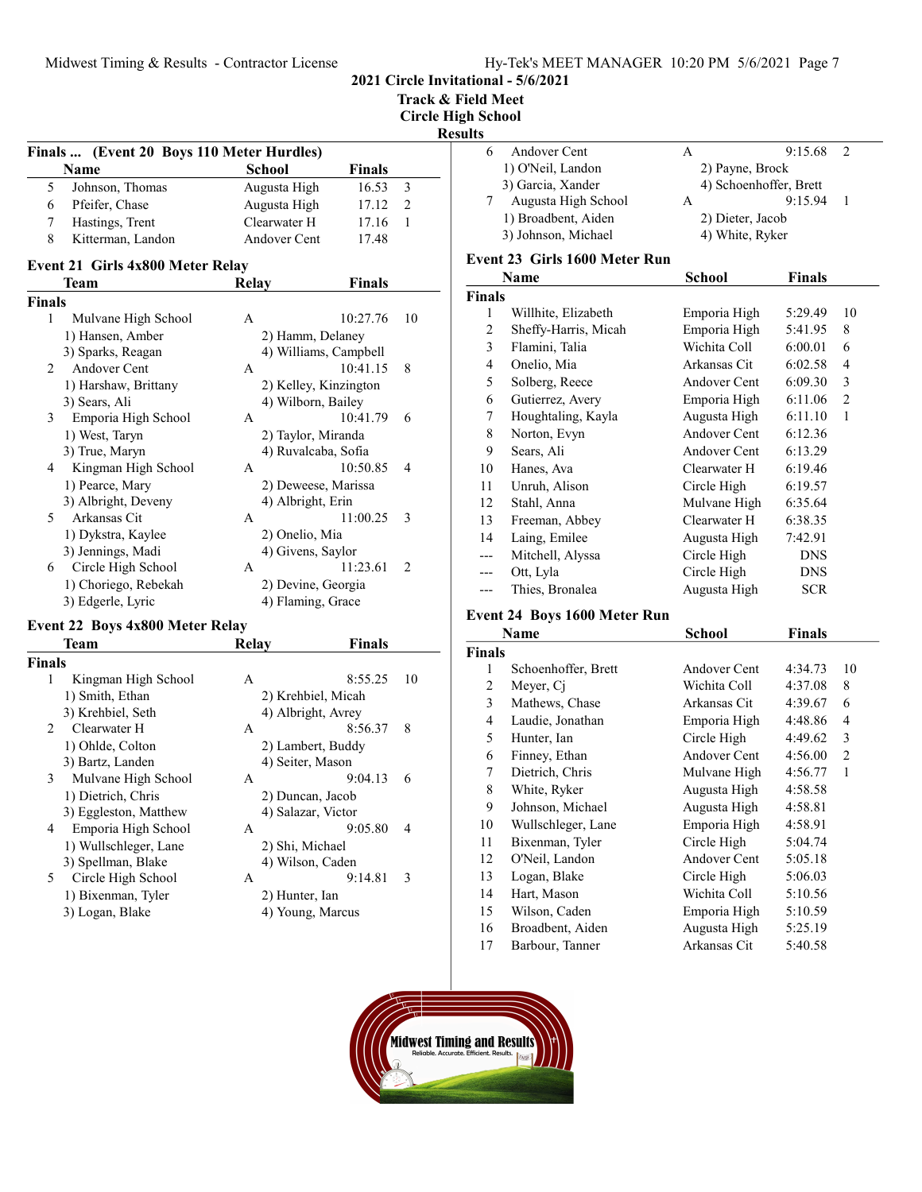# 2021 Circle Invitational - 5/6/2021

## Track & Field Meet

## Circle High School

## Results

### Finals ... (Event 20 Boys 110 Meter Hurdles)

| | Name | School | Finals | |
|---|---|---|---|---|
| 5 | Johnson, Thomas | Augusta High | 16.53 | 3 |
| 6 | Pfeifer, Chase | Augusta High | 17.12 | 2 |
| 7 | Hastings, Trent | Clearwater H | 17.16 | 1 |
| 8 | Kitterman, Landon | Andover Cent | 17.48 | |

### Event 21 Girls 4x800 Meter Relay

| | Team | Relay | Finals | |
|---|---|---|---|---|
| **Finals** | | | | |
| 1 | Mulvane High School | A | 10:27.76 | 10 |
| | 1) Hansen, Amber | 2) Hamm, Delaney | | |
| | 3) Sparks, Reagan | 4) Williams, Campbell | | |
| 2 | Andover Cent | A | 10:41.15 | 8 |
| | 1) Harshaw, Brittany | 2) Kelley, Kinzington | | |
| | 3) Sears, Ali | 4) Wilborn, Bailey | | |
| 3 | Emporia High School | A | 10:41.79 | 6 |
| | 1) West, Taryn | 2) Taylor, Miranda | | |
| | 3) True, Maryn | 4) Ruvalcaba, Sofia | | |
| 4 | Kingman High School | A | 10:50.85 | 4 |
| | 1) Pearce, Mary | 2) Deweese, Marissa | | |
| | 3) Albright, Deveny | 4) Albright, Erin | | |
| 5 | Arkansas Cit | A | 11:00.25 | 3 |
| | 1) Dykstra, Kaylee | 2) Onelio, Mia | | |
| | 3) Jennings, Madi | 4) Givens, Saylor | | |
| 6 | Circle High School | A | 11:23.61 | 2 |
| | 1) Choriego, Rebekah | 2) Devine, Georgia | | |
| | 3) Edgerle, Lyric | 4) Flaming, Grace | | |

### Event 22 Boys 4x800 Meter Relay

| | Team | Relay | Finals | |
|---|---|---|---|---|
| **Finals** | | | | |
| 1 | Kingman High School | A | 8:55.25 | 10 |
| | 1) Smith, Ethan | 2) Krehbiel, Micah | | |
| | 3) Krehbiel, Seth | 4) Albright, Avrey | | |
| 2 | Clearwater H | A | 8:56.37 | 8 |
| | 1) Ohlde, Colton | 2) Lambert, Buddy | | |
| | 3) Bartz, Landen | 4) Seiter, Mason | | |
| 3 | Mulvane High School | A | 9:04.13 | 6 |
| | 1) Dietrich, Chris | 2) Duncan, Jacob | | |
| | 3) Eggleston, Matthew | 4) Salazar, Victor | | |
| 4 | Emporia High School | A | 9:05.80 | 4 |
| | 1) Wullschleger, Lane | 2) Shi, Michael | | |
| | 3) Spellman, Blake | 4) Wilson, Caden | | |
| 5 | Circle High School | A | 9:14.81 | 3 |
| | 1) Bixenman, Tyler | 2) Hunter, Ian | | |
| | 3) Logan, Blake | 4) Young, Marcus | | |
| 6 | Andover Cent | A | 9:15.68 | 2 |
| | 1) O'Neil, Landon | 2) Payne, Brock | | |
| | 3) Garcia, Xander | 4) Schoenhoffer, Brett | | |
| 7 | Augusta High School | A | 9:15.94 | 1 |
| | 1) Broadbent, Aiden | 2) Dieter, Jacob | | |
| | 3) Johnson, Michael | 4) White, Ryker | | |

### Event 23 Girls 1600 Meter Run

| | Name | School | Finals | |
|---|---|---|---|---|
| **Finals** | | | | |
| 1 | Willhite, Elizabeth | Emporia High | 5:29.49 | 10 |
| 2 | Sheffy-Harris, Micah | Emporia High | 5:41.95 | 8 |
| 3 | Flamini, Talia | Wichita Coll | 6:00.01 | 6 |
| 4 | Onelio, Mia | Arkansas Cit | 6:02.58 | 4 |
| 5 | Solberg, Reece | Andover Cent | 6:09.30 | 3 |
| 6 | Gutierrez, Avery | Emporia High | 6:11.06 | 2 |
| 7 | Houghtaling, Kayla | Augusta High | 6:11.10 | 1 |
| 8 | Norton, Evyn | Andover Cent | 6:12.36 | |
| 9 | Sears, Ali | Andover Cent | 6:13.29 | |
| 10 | Hanes, Ava | Clearwater H | 6:19.46 | |
| 11 | Unruh, Alison | Circle High | 6:19.57 | |
| 12 | Stahl, Anna | Mulvane High | 6:35.64 | |
| 13 | Freeman, Abbey | Clearwater H | 6:38.35 | |
| 14 | Laing, Emilee | Augusta High | 7:42.91 | |
| --- | Mitchell, Alyssa | Circle High | DNS | |
| --- | Ott, Lyla | Circle High | DNS | |
| --- | Thies, Bronalea | Augusta High | SCR | |

### Event 24 Boys 1600 Meter Run

| | Name | School | Finals | |
|---|---|---|---|---|
| **Finals** | | | | |
| 1 | Schoenhoffer, Brett | Andover Cent | 4:34.73 | 10 |
| 2 | Meyer, Cj | Wichita Coll | 4:37.08 | 8 |
| 3 | Mathews, Chase | Arkansas Cit | 4:39.67 | 6 |
| 4 | Laudie, Jonathan | Emporia High | 4:48.86 | 4 |
| 5 | Hunter, Ian | Circle High | 4:49.62 | 3 |
| 6 | Finney, Ethan | Andover Cent | 4:56.00 | 2 |
| 7 | Dietrich, Chris | Mulvane High | 4:56.77 | 1 |
| 8 | White, Ryker | Augusta High | 4:58.58 | |
| 9 | Johnson, Michael | Augusta High | 4:58.81 | |
| 10 | Wullschleger, Lane | Emporia High | 4:58.91 | |
| 11 | Bixenman, Tyler | Circle High | 5:04.74 | |
| 12 | O'Neil, Landon | Andover Cent | 5:05.18 | |
| 13 | Logan, Blake | Circle High | 5:06.03 | |
| 14 | Hart, Mason | Wichita Coll | 5:10.56 | |
| 15 | Wilson, Caden | Emporia High | 5:10.59 | |
| 16 | Broadbent, Aiden | Augusta High | 5:25.19 | |
| 17 | Barbour, Tanner | Arkansas Cit | 5:40.58 | |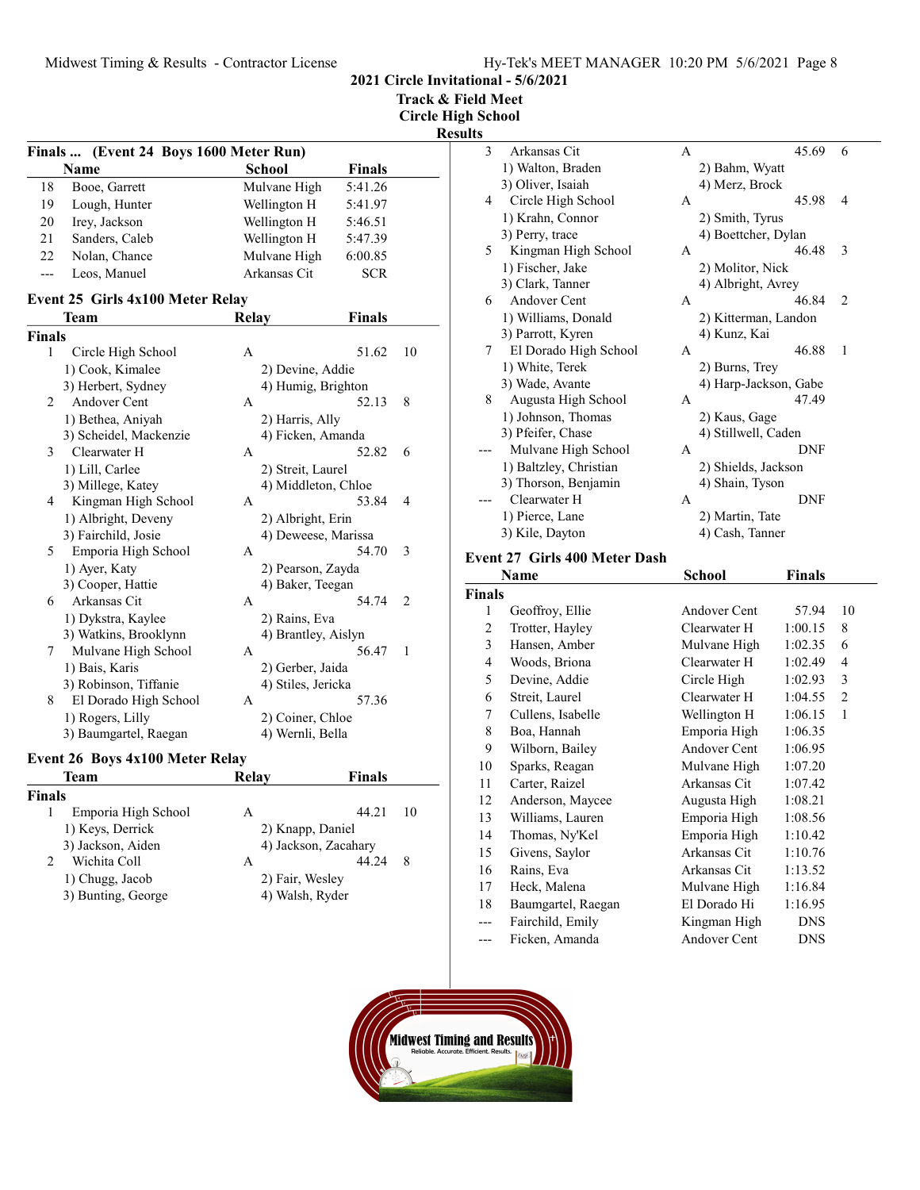# 2021 Circle Invitational - 5/6/2021

## Track & Field Meet

## Circle High School

## Results

### Finals ... (Event 24 Boys 1600 Meter Run)

| | Name | School | Finals |
|---|---|---|---|
| 18 | Booe, Garrett | Mulvane High | 5:41.26 |
| 19 | Lough, Hunter | Wellington H | 5:41.97 |
| 20 | Irey, Jackson | Wellington H | 5:46.51 |
| 21 | Sanders, Caleb | Wellington H | 5:47.39 |
| 22 | Nolan, Chance | Mulvane High | 6:00.85 |
| --- | Leos, Manuel | Arkansas Cit | SCR |

### Event 25 Girls 4x100 Meter Relay

| | Team | Relay | Finals | |
|---|---|---|---|---|
| **Finals** | | | | |
| 1 | Circle High School | A | 51.62 | 10 |
| | 1) Cook, Kimalee | 2) Devine, Addie | | |
| | 3) Herbert, Sydney | 4) Humig, Brighton | | |
| 2 | Andover Cent | A | 52.13 | 8 |
| | 1) Bethea, Aniyah | 2) Harris, Ally | | |
| | 3) Scheidel, Mackenzie | 4) Ficken, Amanda | | |
| 3 | Clearwater H | A | 52.82 | 6 |
| | 1) Lill, Carlee | 2) Streit, Laurel | | |
| | 3) Millege, Katey | 4) Middleton, Chloe | | |
| 4 | Kingman High School | A | 53.84 | 4 |
| | 1) Albright, Deveny | 2) Albright, Erin | | |
| | 3) Fairchild, Josie | 4) Deweese, Marissa | | |
| 5 | Emporia High School | A | 54.70 | 3 |
| | 1) Ayer, Katy | 2) Pearson, Zayda | | |
| | 3) Cooper, Hattie | 4) Baker, Teegan | | |
| 6 | Arkansas Cit | A | 54.74 | 2 |
| | 1) Dykstra, Kaylee | 2) Rains, Eva | | |
| | 3) Watkins, Brooklynn | 4) Brantley, Aislyn | | |
| 7 | Mulvane High School | A | 56.47 | 1 |
| | 1) Bais, Karis | 2) Gerber, Jaida | | |
| | 3) Robinson, Tiffanie | 4) Stiles, Jericka | | |
| 8 | El Dorado High School | A | 57.36 | |
| | 1) Rogers, Lilly | 2) Coiner, Chloe | | |
| | 3) Baumgartel, Raegan | 4) Wernli, Bella | | |

### Event 26 Boys 4x100 Meter Relay

| | Team | Relay | Finals | |
|---|---|---|---|---|
| **Finals** | | | | |
| 1 | Emporia High School | A | 44.21 | 10 |
| | 1) Keys, Derrick | 2) Knapp, Daniel | | |
| | 3) Jackson, Aiden | 4) Jackson, Zacahary | | |
| 2 | Wichita Coll | A | 44.24 | 8 |
| | 1) Chugg, Jacob | 2) Fair, Wesley | | |
| | 3) Bunting, George | 4) Walsh, Ryder | | |
| 3 | Arkansas Cit | A | 45.69 | 6 |
| | 1) Walton, Braden | 2) Bahm, Wyatt | | |
| | 3) Oliver, Isaiah | 4) Merz, Brock | | |
| 4 | Circle High School | A | 45.98 | 4 |
| | 1) Krahn, Connor | 2) Smith, Tyrus | | |
| | 3) Perry, trace | 4) Boettcher, Dylan | | |
| 5 | Kingman High School | A | 46.48 | 3 |
| | 1) Fischer, Jake | 2) Molitor, Nick | | |
| | 3) Clark, Tanner | 4) Albright, Avrey | | |
| 6 | Andover Cent | A | 46.84 | 2 |
| | 1) Williams, Donald | 2) Kitterman, Landon | | |
| | 3) Parrott, Kyren | 4) Kunz, Kai | | |
| 7 | El Dorado High School | A | 46.88 | 1 |
| | 1) White, Terek | 2) Burns, Trey | | |
| | 3) Wade, Avante | 4) Harp-Jackson, Gabe | | |
| 8 | Augusta High School | A | 47.49 | |
| | 1) Johnson, Thomas | 2) Kaus, Gage | | |
| | 3) Pfeifer, Chase | 4) Stillwell, Caden | | |
| --- | Mulvane High School | A | DNF | |
| | 1) Baltzley, Christian | 2) Shields, Jackson | | |
| | 3) Thorson, Benjamin | 4) Shain, Tyson | | |
| --- | Clearwater H | A | DNF | |
| | 1) Pierce, Lane | 2) Martin, Tate | | |
| | 3) Kile, Dayton | 4) Cash, Tanner | | |

### Event 27 Girls 400 Meter Dash

| | Name | School | Finals | |
|---|---|---|---|---|
| **Finals** | | | | |
| 1 | Geoffroy, Ellie | Andover Cent | 57.94 | 10 |
| 2 | Trotter, Hayley | Clearwater H | 1:00.15 | 8 |
| 3 | Hansen, Amber | Mulvane High | 1:02.35 | 6 |
| 4 | Woods, Briona | Clearwater H | 1:02.49 | 4 |
| 5 | Devine, Addie | Circle High | 1:02.93 | 3 |
| 6 | Streit, Laurel | Clearwater H | 1:04.55 | 2 |
| 7 | Cullens, Isabelle | Wellington H | 1:06.15 | 1 |
| 8 | Boa, Hannah | Emporia High | 1:06.35 | |
| 9 | Wilborn, Bailey | Andover Cent | 1:06.95 | |
| 10 | Sparks, Reagan | Mulvane High | 1:07.20 | |
| 11 | Carter, Raizel | Arkansas Cit | 1:07.42 | |
| 12 | Anderson, Maycee | Augusta High | 1:08.21 | |
| 13 | Williams, Lauren | Emporia High | 1:08.56 | |
| 14 | Thomas, Ny'Kel | Emporia High | 1:10.42 | |
| 15 | Givens, Saylor | Arkansas Cit | 1:10.76 | |
| 16 | Rains, Eva | Arkansas Cit | 1:13.52 | |
| 17 | Heck, Malena | Mulvane High | 1:16.84 | |
| 18 | Baumgartel, Raegan | El Dorado Hi | 1:16.95 | |
| --- | Fairchild, Emily | Kingman High | DNS | |
| --- | Ficken, Amanda | Andover Cent | DNS | |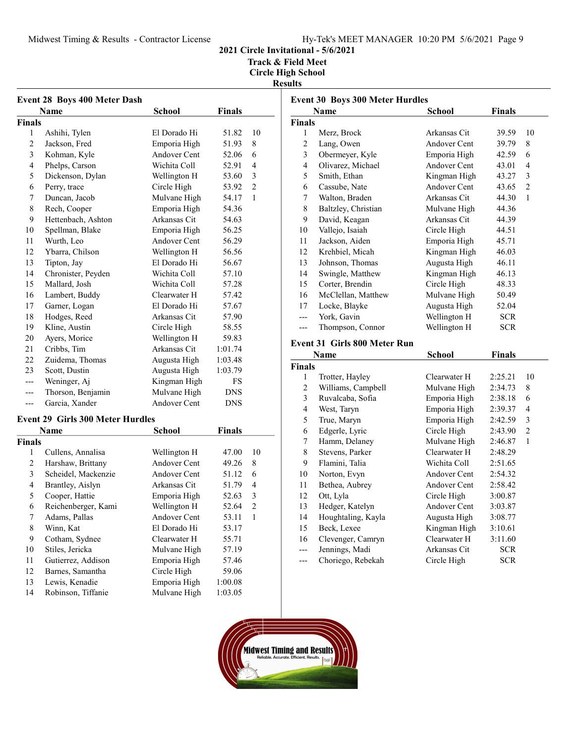# 2021 Circle Invitational - 5/6/2021

## Track & Field Meet
## Circle High School
## Results

### Event 28 Boys 400 Meter Dash

**Finals**

| | Name | School | Finals | |
|---|---|---|---|---|
| 1 | Ashihi, Tylen | El Dorado Hi | 51.82 | 10 |
| 2 | Jackson, Fred | Emporia High | 51.93 | 8 |
| 3 | Kohman, Kyle | Andover Cent | 52.06 | 6 |
| 4 | Phelps, Carson | Wichita Coll | 52.91 | 4 |
| 5 | Dickenson, Dylan | Wellington H | 53.60 | 3 |
| 6 | Perry, trace | Circle High | 53.92 | 2 |
| 7 | Duncan, Jacob | Mulvane High | 54.17 | 1 |
| 8 | Rech, Cooper | Emporia High | 54.36 | |
| 9 | Hettenbach, Ashton | Arkansas Cit | 54.63 | |
| 10 | Spellman, Blake | Emporia High | 56.25 | |
| 11 | Wurth, Leo | Andover Cent | 56.29 | |
| 12 | Ybarra, Chilson | Wellington H | 56.56 | |
| 13 | Tipton, Jay | El Dorado Hi | 56.67 | |
| 14 | Chronister, Peyden | Wichita Coll | 57.10 | |
| 15 | Mallard, Josh | Wichita Coll | 57.28 | |
| 16 | Lambert, Buddy | Clearwater H | 57.42 | |
| 17 | Garner, Logan | El Dorado Hi | 57.67 | |
| 18 | Hodges, Reed | Arkansas Cit | 57.90 | |
| 19 | Kline, Austin | Circle High | 58.55 | |
| 20 | Ayers, Morice | Wellington H | 59.83 | |
| 21 | Cribbs, Tim | Arkansas Cit | 1:01.74 | |
| 22 | Zuidema, Thomas | Augusta High | 1:03.48 | |
| 23 | Scott, Dustin | Augusta High | 1:03.79 | |
| --- | Weninger, Aj | Kingman High | FS | |
| --- | Thorson, Benjamin | Mulvane High | DNS | |
| --- | Garcia, Xander | Andover Cent | DNS | |

### Event 29 Girls 300 Meter Hurdles

**Finals**

| | Name | School | Finals | |
|---|---|---|---|---|
| 1 | Cullens, Annalisa | Wellington H | 47.00 | 10 |
| 2 | Harshaw, Brittany | Andover Cent | 49.26 | 8 |
| 3 | Scheidel, Mackenzie | Andover Cent | 51.12 | 6 |
| 4 | Brantley, Aislyn | Arkansas Cit | 51.79 | 4 |
| 5 | Cooper, Hattie | Emporia High | 52.63 | 3 |
| 6 | Reichenberger, Kami | Wellington H | 52.64 | 2 |
| 7 | Adams, Pallas | Andover Cent | 53.11 | 1 |
| 8 | Winn, Kat | El Dorado Hi | 53.17 | |
| 9 | Cotham, Sydnee | Clearwater H | 55.71 | |
| 10 | Stiles, Jericka | Mulvane High | 57.19 | |
| 11 | Gutierrez, Addison | Emporia High | 57.46 | |
| 12 | Barnes, Samantha | Circle High | 59.06 | |
| 13 | Lewis, Kenadie | Emporia High | 1:00.08 | |
| 14 | Robinson, Tiffanie | Mulvane High | 1:03.05 | |

### Event 30 Boys 300 Meter Hurdles

**Finals**

| | Name | School | Finals | |
|---|---|---|---|---|
| 1 | Merz, Brock | Arkansas Cit | 39.59 | 10 |
| 2 | Lang, Owen | Andover Cent | 39.79 | 8 |
| 3 | Obermeyer, Kyle | Emporia High | 42.59 | 6 |
| 4 | Olivarez, Michael | Andover Cent | 43.01 | 4 |
| 5 | Smith, Ethan | Kingman High | 43.27 | 3 |
| 6 | Cassube, Nate | Andover Cent | 43.65 | 2 |
| 7 | Walton, Braden | Arkansas Cit | 44.30 | 1 |
| 8 | Baltzley, Christian | Mulvane High | 44.36 | |
| 9 | David, Keagan | Arkansas Cit | 44.39 | |
| 10 | Vallejo, Isaiah | Circle High | 44.51 | |
| 11 | Jackson, Aiden | Emporia High | 45.71 | |
| 12 | Krehbiel, Micah | Kingman High | 46.03 | |
| 13 | Johnson, Thomas | Augusta High | 46.11 | |
| 14 | Swingle, Matthew | Kingman High | 46.13 | |
| 15 | Corter, Brendin | Circle High | 48.33 | |
| 16 | McClellan, Matthew | Mulvane High | 50.49 | |
| 17 | Locke, Blayke | Augusta High | 52.04 | |
| --- | York, Gavin | Wellington H | SCR | |
| --- | Thompson, Connor | Wellington H | SCR | |

### Event 31 Girls 800 Meter Run

**Finals**

| | Name | School | Finals | |
|---|---|---|---|---|
| 1 | Trotter, Hayley | Clearwater H | 2:25.21 | 10 |
| 2 | Williams, Campbell | Mulvane High | 2:34.73 | 8 |
| 3 | Ruvalcaba, Sofia | Emporia High | 2:38.18 | 6 |
| 4 | West, Taryn | Emporia High | 2:39.37 | 4 |
| 5 | True, Maryn | Emporia High | 2:42.59 | 3 |
| 6 | Edgerle, Lyric | Circle High | 2:43.90 | 2 |
| 7 | Hamm, Delaney | Mulvane High | 2:46.87 | 1 |
| 8 | Stevens, Parker | Clearwater H | 2:48.29 | |
| 9 | Flamini, Talia | Wichita Coll | 2:51.65 | |
| 10 | Norton, Evyn | Andover Cent | 2:54.32 | |
| 11 | Bethea, Aubrey | Andover Cent | 2:58.42 | |
| 12 | Ott, Lyla | Circle High | 3:00.87 | |
| 13 | Hedger, Katelyn | Andover Cent | 3:03.87 | |
| 14 | Houghtaling, Kayla | Augusta High | 3:08.77 | |
| 15 | Beck, Lexee | Kingman High | 3:10.61 | |
| 16 | Clevenger, Camryn | Clearwater H | 3:11.60 | |
| --- | Jennings, Madi | Arkansas Cit | SCR | |
| --- | Choriego, Rebekah | Circle High | SCR | |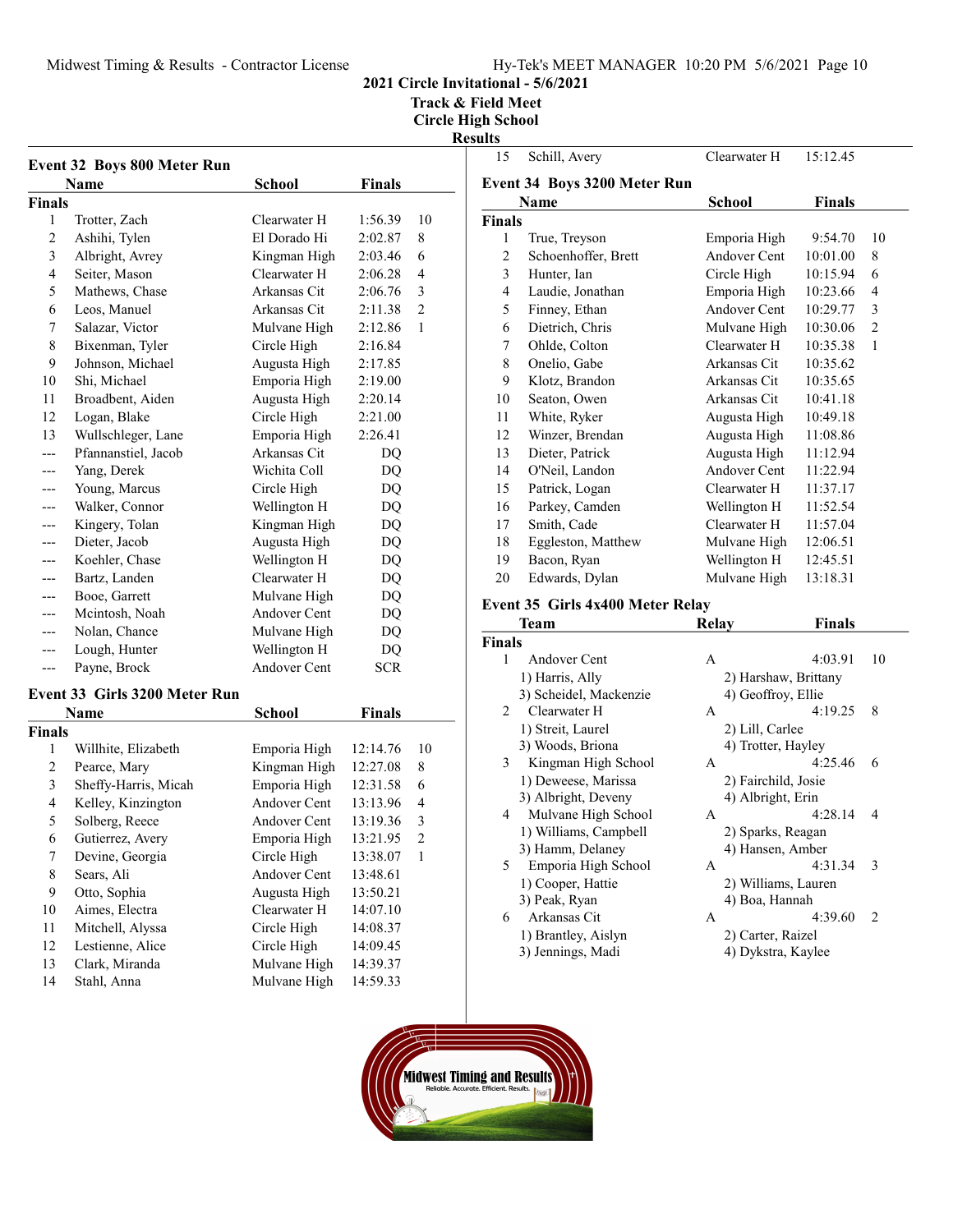# 2021 Circle Invitational - 5/6/2021

## Track & Field Meet

## Circle High School

## Results

### Event 32 Boys 800 Meter Run

| | Name | School | Finals | |
|---|---|---|---|---|
| **Finals** | | | | |
| 1 | Trotter, Zach | Clearwater H | 1:56.39 | 10 |
| 2 | Ashihi, Tylen | El Dorado Hi | 2:02.87 | 8 |
| 3 | Albright, Avrey | Kingman High | 2:03.46 | 6 |
| 4 | Seiter, Mason | Clearwater H | 2:06.28 | 4 |
| 5 | Mathews, Chase | Arkansas Cit | 2:06.76 | 3 |
| 6 | Leos, Manuel | Arkansas Cit | 2:11.38 | 2 |
| 7 | Salazar, Victor | Mulvane High | 2:12.86 | 1 |
| 8 | Bixenman, Tyler | Circle High | 2:16.84 | |
| 9 | Johnson, Michael | Augusta High | 2:17.85 | |
| 10 | Shi, Michael | Emporia High | 2:19.00 | |
| 11 | Broadbent, Aiden | Augusta High | 2:20.14 | |
| 12 | Logan, Blake | Circle High | 2:21.00 | |
| 13 | Wullschleger, Lane | Emporia High | 2:26.41 | |
| --- | Pfannanstiel, Jacob | Arkansas Cit | DQ | |
| --- | Yang, Derek | Wichita Coll | DQ | |
| --- | Young, Marcus | Circle High | DQ | |
| --- | Walker, Connor | Wellington H | DQ | |
| --- | Kingery, Tolan | Kingman High | DQ | |
| --- | Dieter, Jacob | Augusta High | DQ | |
| --- | Koehler, Chase | Wellington H | DQ | |
| --- | Bartz, Landen | Clearwater H | DQ | |
| --- | Booe, Garrett | Mulvane High | DQ | |
| --- | Mcintosh, Noah | Andover Cent | DQ | |
| --- | Nolan, Chance | Mulvane High | DQ | |
| --- | Lough, Hunter | Wellington H | DQ | |
| --- | Payne, Brock | Andover Cent | SCR | |

### Event 33 Girls 3200 Meter Run

| | Name | School | Finals | |
|---|---|---|---|---|
| **Finals** | | | | |
| 1 | Willhite, Elizabeth | Emporia High | 12:14.76 | 10 |
| 2 | Pearce, Mary | Kingman High | 12:27.08 | 8 |
| 3 | Sheffy-Harris, Micah | Emporia High | 12:31.58 | 6 |
| 4 | Kelley, Kinzington | Andover Cent | 13:13.96 | 4 |
| 5 | Solberg, Reece | Andover Cent | 13:19.36 | 3 |
| 6 | Gutierrez, Avery | Emporia High | 13:21.95 | 2 |
| 7 | Devine, Georgia | Circle High | 13:38.07 | 1 |
| 8 | Sears, Ali | Andover Cent | 13:48.61 | |
| 9 | Otto, Sophia | Augusta High | 13:50.21 | |
| 10 | Aimes, Electra | Clearwater H | 14:07.10 | |
| 11 | Mitchell, Alyssa | Circle High | 14:08.37 | |
| 12 | Lestienne, Alice | Circle High | 14:09.45 | |
| 13 | Clark, Miranda | Mulvane High | 14:39.37 | |
| 14 | Stahl, Anna | Mulvane High | 14:59.33 | |
| 15 | Schill, Avery | Clearwater H | 15:12.45 | |

### Event 34 Boys 3200 Meter Run

| | Name | School | Finals | |
|---|---|---|---|---|
| **Finals** | | | | |
| 1 | True, Treyson | Emporia High | 9:54.70 | 10 |
| 2 | Schoenhoffer, Brett | Andover Cent | 10:01.00 | 8 |
| 3 | Hunter, Ian | Circle High | 10:15.94 | 6 |
| 4 | Laudie, Jonathan | Emporia High | 10:23.66 | 4 |
| 5 | Finney, Ethan | Andover Cent | 10:29.77 | 3 |
| 6 | Dietrich, Chris | Mulvane High | 10:30.06 | 2 |
| 7 | Ohlde, Colton | Clearwater H | 10:35.38 | 1 |
| 8 | Onelio, Gabe | Arkansas Cit | 10:35.62 | |
| 9 | Klotz, Brandon | Arkansas Cit | 10:35.65 | |
| 10 | Seaton, Owen | Arkansas Cit | 10:41.18 | |
| 11 | White, Ryker | Augusta High | 10:49.18 | |
| 12 | Winzer, Brendan | Augusta High | 11:08.86 | |
| 13 | Dieter, Patrick | Augusta High | 11:12.94 | |
| 14 | O'Neil, Landon | Andover Cent | 11:22.94 | |
| 15 | Patrick, Logan | Clearwater H | 11:37.17 | |
| 16 | Parkey, Camden | Wellington H | 11:52.54 | |
| 17 | Smith, Cade | Clearwater H | 11:57.04 | |
| 18 | Eggleston, Matthew | Mulvane High | 12:06.51 | |
| 19 | Bacon, Ryan | Wellington H | 12:45.51 | |
| 20 | Edwards, Dylan | Mulvane High | 13:18.31 | |

### Event 35 Girls 4x400 Meter Relay

| | Team | Relay | Finals | |
|---|---|---|---|---|
| **Finals** | | | | |
| 1 | Andover Cent | A | 4:03.91 | 10 |
| | 1) Harris, Ally | 2) Harshaw, Brittany | | |
| | 3) Scheidel, Mackenzie | 4) Geoffroy, Ellie | | |
| 2 | Clearwater H | A | 4:19.25 | 8 |
| | 1) Streit, Laurel | 2) Lill, Carlee | | |
| | 3) Woods, Briona | 4) Trotter, Hayley | | |
| 3 | Kingman High School | A | 4:25.46 | 6 |
| | 1) Deweese, Marissa | 2) Fairchild, Josie | | |
| | 3) Albright, Deveny | 4) Albright, Erin | | |
| 4 | Mulvane High School | A | 4:28.14 | 4 |
| | 1) Williams, Campbell | 2) Sparks, Reagan | | |
| | 3) Hamm, Delaney | 4) Hansen, Amber | | |
| 5 | Emporia High School | A | 4:31.34 | 3 |
| | 1) Cooper, Hattie | 2) Williams, Lauren | | |
| | 3) Peak, Ryan | 4) Boa, Hannah | | |
| 6 | Arkansas Cit | A | 4:39.60 | 2 |
| | 1) Brantley, Aislyn | 2) Carter, Raizel | | |
| | 3) Jennings, Madi | 4) Dykstra, Kaylee | | |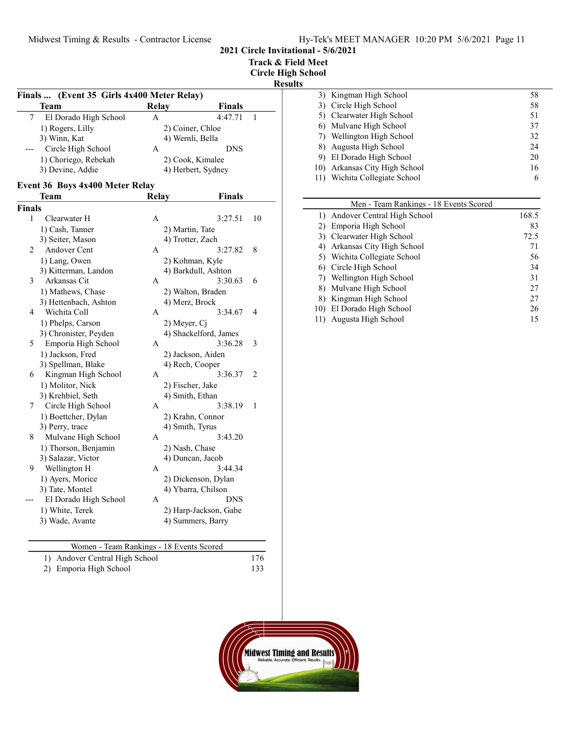## 2021 Circle Invitational - 5/6/2021

### Track & Field Meet

### Circle High School

### Results

**Finals ... (Event 35 Girls 4x400 Meter Relay)**

| | Team | Relay | Finals | |
|---|---|---|---|---|
| 7 | El Dorado High School | A | 4:47.71 | 1 |
| | 1) Rogers, Lilly | 2) Coiner, Chloe | | |
| | 3) Winn, Kat | 4) Wernli, Bella | | |
| --- | Circle High School | A | DNS | |
| | 1) Choriego, Rebekah | 2) Cook, Kimalee | | |
| | 3) Devine, Addie | 4) Herbert, Sydney | | |

**Event 36 Boys 4x400 Meter Relay**

| | Team | Relay | Finals | |
|---|---|---|---|---|
| **Finals** | | | | |
| 1 | Clearwater H | A | 3:27.51 | 10 |
| | 1) Cash, Tanner | 2) Martin, Tate | | |
| | 3) Seiter, Mason | 4) Trotter, Zach | | |
| 2 | Andover Cent | A | 3:27.82 | 8 |
| | 1) Lang, Owen | 2) Kohman, Kyle | | |
| | 3) Kitterman, Landon | 4) Barkdull, Ashton | | |
| 3 | Arkansas Cit | A | 3:30.63 | 6 |
| | 1) Mathews, Chase | 2) Walton, Braden | | |
| | 3) Hettenbach, Ashton | 4) Merz, Brock | | |
| 4 | Wichita Coll | A | 3:34.67 | 4 |
| | 1) Phelps, Carson | 2) Meyer, Cj | | |
| | 3) Chronister, Peyden | 4) Shackelford, James | | |
| 5 | Emporia High School | A | 3:36.28 | 3 |
| | 1) Jackson, Fred | 2) Jackson, Aiden | | |
| | 3) Spellman, Blake | 4) Rech, Cooper | | |
| 6 | Kingman High School | A | 3:36.37 | 2 |
| | 1) Molitor, Nick | 2) Fischer, Jake | | |
| | 3) Krehbiel, Seth | 4) Smith, Ethan | | |
| 7 | Circle High School | A | 3:38.19 | 1 |
| | 1) Boettcher, Dylan | 2) Krahn, Connor | | |
| | 3) Perry, trace | 4) Smith, Tyrus | | |
| 8 | Mulvane High School | A | 3:43.20 | |
| | 1) Thorson, Benjamin | 2) Nash, Chase | | |
| | 3) Salazar, Victor | 4) Duncan, Jacob | | |
| 9 | Wellington H | A | 3:44.34 | |
| | 1) Ayers, Morice | 2) Dickenson, Dylan | | |
| | 3) Tate, Montel | 4) Ybarra, Chilson | | |
| --- | El Dorado High School | A | DNS | |
| | 1) White, Terek | 2) Harp-Jackson, Gabe | | |
| | 3) Wade, Avante | 4) Summers, Barry | | |

**Women - Team Rankings - 18 Events Scored**

| | Team | Points |
|---|---|---|
| 1) | Andover Central High School | 176 |
| 2) | Emporia High School | 133 |
| 3) | Kingman High School | 58 |
| 3) | Circle High School | 58 |
| 5) | Clearwater High School | 51 |
| 6) | Mulvane High School | 37 |
| 7) | Wellington High School | 32 |
| 8) | Augusta High School | 24 |
| 9) | El Dorado High School | 20 |
| 10) | Arkansas City High School | 16 |
| 11) | Wichita Collegiate School | 6 |

**Men - Team Rankings - 18 Events Scored**

| | Team | Points |
|---|---|---|
| 1) | Andover Central High School | 168.5 |
| 2) | Emporia High School | 83 |
| 3) | Clearwater High School | 72.5 |
| 4) | Arkansas City High School | 71 |
| 5) | Wichita Collegiate School | 56 |
| 6) | Circle High School | 34 |
| 7) | Wellington High School | 31 |
| 8) | Mulvane High School | 27 |
| 8) | Kingman High School | 27 |
| 10) | El Dorado High School | 26 |
| 11) | Augusta High School | 15 |